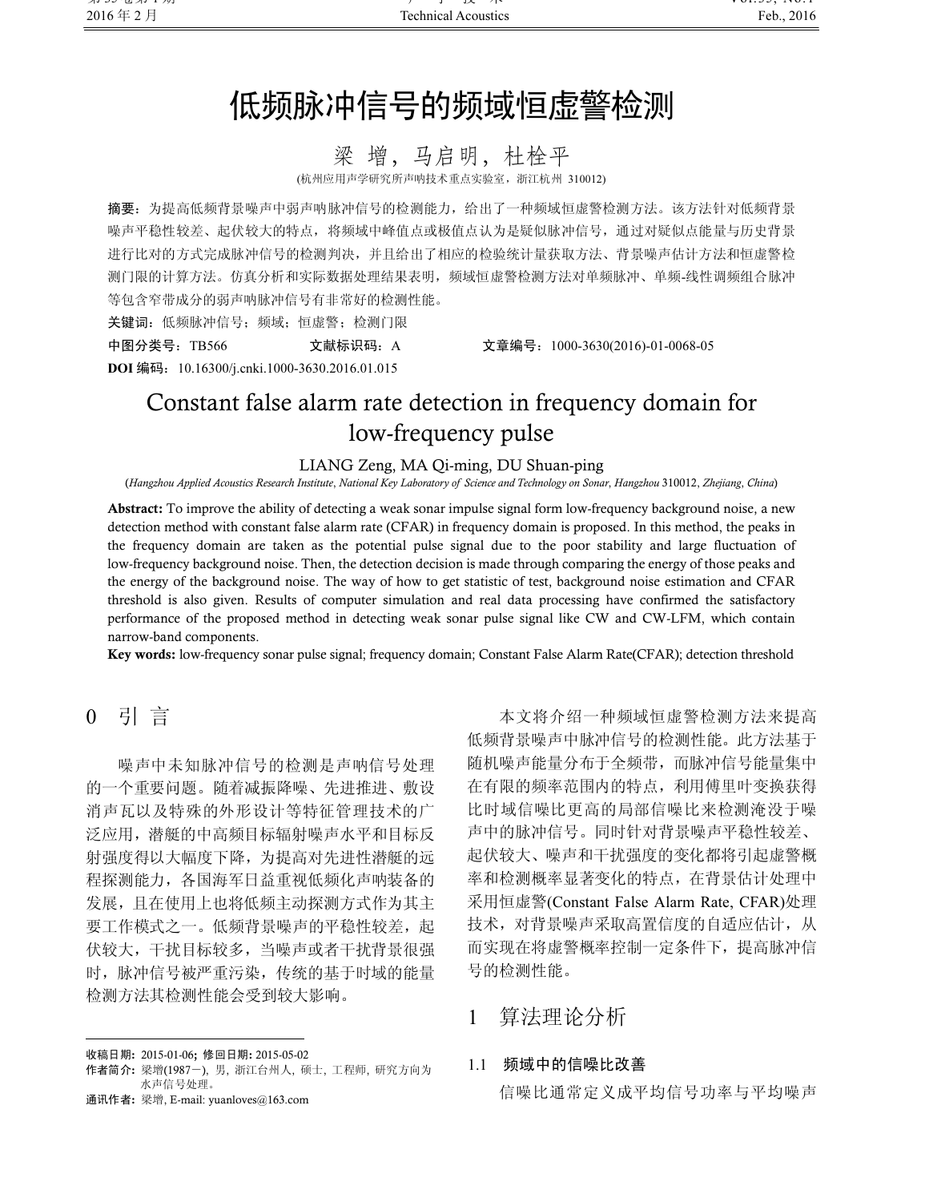# 低频脉冲信号的频域恒虚警检测

梁 增，马启明，杜栓平

(杭州应用声学研究所声呐技术重点实验室，浙江杭州 310012)

**摘要：**为提高低频背景噪声中弱声呐脉冲信号的检测能力，给出了一种频域恒虚警检测方法。该方法针对低频背景噪声平稳性较差、起伏较大的特点，将频域中峰值点或极值点认为是疑似脉冲信号，通过对疑似点能量与历史背景进行比对的方式完成脉冲信号的检测判决，并且给出了相应的检验统计量获取方法、背景噪声估计方法和恒虚警检测门限的计算方法。仿真分析和实际数据处理结果表明，频域恒虚警检测方法对单频脉冲、单频-线性调频组合脉冲等包含窄带成分的弱声呐脉冲信号有非常好的检测性能。

**关键词：**低频脉冲信号；频域；恒虚警；检测门限

**中图分类号：**TB566　　**文献标识码：**A　　**文章编号：**1000-3630(2016)-01-0068-05

**DOI 编码：**10.16300/j.cnki.1000-3630.2016.01.015

# Constant false alarm rate detection in frequency domain for low-frequency pulse

LIANG Zeng, MA Qi-ming, DU Shuan-ping

(*Hangzhou Applied Acoustics Research Institute*, *National Key Laboratory of Science and Technology on Sonar*, *Hangzhou* 310012, *Zhejiang*, *China*)

**Abstract:** To improve the ability of detecting a weak sonar impulse signal form low-frequency background noise, a new detection method with constant false alarm rate (CFAR) in frequency domain is proposed. In this method, the peaks in the frequency domain are taken as the potential pulse signal due to the poor stability and large fluctuation of low-frequency background noise. Then, the detection decision is made through comparing the energy of those peaks and the energy of the background noise. The way of how to get statistic of test, background noise estimation and CFAR threshold is also given. Results of computer simulation and real data processing have confirmed the satisfactory performance of the proposed method in detecting weak sonar pulse signal like CW and CW-LFM, which contain narrow-band components.

**Key words:** low-frequency sonar pulse signal; frequency domain; Constant False Alarm Rate(CFAR); detection threshold

## 0 引 言

噪声中未知脉冲信号的检测是声呐信号处理的一个重要问题。随着减振降噪、先进推进、敷设消声瓦以及特殊的外形设计等特征管理技术的广泛应用，潜艇的中高频目标辐射噪声水平和目标反射强度得以大幅度下降，为提高对先进性潜艇的远程探测能力，各国海军日益重视低频化声呐装备的发展，且在使用上也将低频主动探测方式作为其主要工作模式之一。低频背景噪声的平稳性较差，起伏较大，干扰目标较多，当噪声或者干扰背景很强时，脉冲信号被严重污染，传统的基于时域的能量检测方法其检测性能会受到较大影响。

本文将介绍一种频域恒虚警检测方法来提高低频背景噪声中脉冲信号的检测性能。此方法基于随机噪声能量分布于全频带，而脉冲信号能量集中在有限的频率范围内的特点，利用傅里叶变换获得比时域信噪比更高的局部信噪比来检测淹没于噪声中的脉冲信号。同时针对背景噪声平稳性较差、起伏较大、噪声和干扰强度的变化都将引起虚警概率和检测概率显著变化的特点，在背景估计处理中采用恒虚警(Constant False Alarm Rate, CFAR)处理技术，对背景噪声采取高置信度的自适应估计，从而实现在将虚警概率控制一定条件下，提高脉冲信号的检测性能。

## 1 算法理论分析

### 1.1 频域中的信噪比改善

信噪比通常定义成平均信号功率与平均噪声

---

**收稿日期：**2015-01-06；**修回日期：**2015-05-02

**作者简介：**梁增(1987－)，男，浙江台州人，硕士，工程师，研究方向为水声信号处理。

**通讯作者：**梁增，E-mail: yuanloves@163.com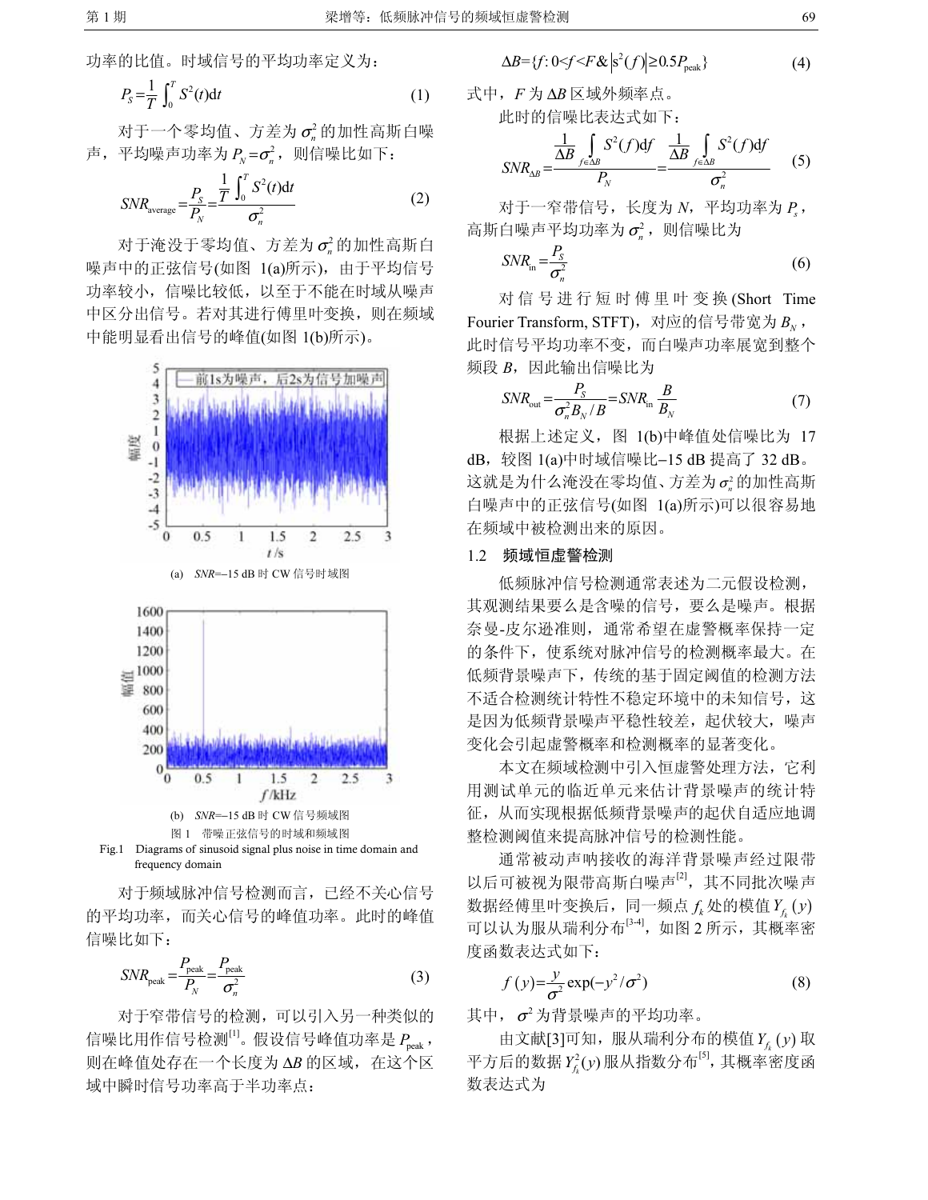功率的比值。时域信号的平均功率定义为：

$$P_S=\frac{1}{T}\int_0^T S^2(t)\mathrm{d}t \tag{1}$$

对于一个零均值、方差为 $\sigma_n^2$ 的加性高斯白噪声，平均噪声功率为 $P_N=\sigma_n^2$，则信噪比如下：

$$SNR_{\text{average}}=\frac{P_S}{P_N}=\frac{\frac{1}{T}\int_0^T S^2(t)\mathrm{d}t}{\sigma_n^2} \tag{2}$$

对于淹没于零均值、方差为 $\sigma_n^2$ 的加性高斯白噪声中的正弦信号(如图 1(a)所示)，由于平均信号功率较小，信噪比较低，以至于不能在时域从噪声中区分出信号。若对其进行傅里叶变换，则在频域中能明显看出信号的峰值(如图 1(b)所示)。

(a) $SNR$=−15 dB 时 CW 信号时域图

(b) $SNR$=−15 dB 时 CW 信号频域图

图 1 带噪正弦信号的时域和频域图

Fig.1 Diagrams of sinusoid signal plus noise in time domain and frequency domain

对于频域脉冲信号检测而言，已经不关心信号的平均功率，而关心信号的峰值功率。此时的峰值信噪比如下：

$$SNR_{\text{peak}}=\frac{P_{\text{peak}}}{P_N}=\frac{P_{\text{peak}}}{\sigma_n^2} \tag{3}$$

对于窄带信号的检测，可以引入另一种类似的信噪比用作信号检测[1]。假设信号峰值功率是 $P_{\text{peak}}$，则在峰值处存在一个长度为 $\Delta B$ 的区域，在这个区域中瞬时信号功率高于半功率点：

$$\Delta B=\{f: 0<f<F \,\&\, |s^2(f)|\geq 0.5P_{\text{peak}}\} \tag{4}$$

式中，$F$ 为 $\Delta B$ 区域外频率点。

此时的信噪比表达式如下：

$$SNR_{\Delta B}=\frac{\frac{1}{\Delta B}\int_{f\in\Delta B} S^2(f)\mathrm{d}f}{P_N}=\frac{\frac{1}{\Delta B}\int_{f\in\Delta B} S^2(f)\mathrm{d}f}{\sigma_n^2} \tag{5}$$

对于一窄带信号，长度为 $N$，平均功率为 $P_s$，高斯白噪声平均功率为 $\sigma_n^2$，则信噪比为

$$SNR_{\text{in}}=\frac{P_S}{\sigma_n^2} \tag{6}$$

对信号进行短时傅里叶变换(Short Time Fourier Transform, STFT)，对应的信号带宽为 $B_N$，此时信号平均功率不变，而白噪声功率展宽到整个频段 $B$，因此输出信噪比为

$$SNR_{\text{out}}=\frac{P_S}{\sigma_n^2 B_N/B}=SNR_{\text{in}}\frac{B}{B_N} \tag{7}$$

根据上述定义，图 1(b)中峰值处信噪比为 17 dB，较图 1(a)中时域信噪比−15 dB 提高了 32 dB。这就是为什么淹没在零均值、方差为 $\sigma_n^2$ 的加性高斯白噪声中的正弦信号(如图 1(a)所示)可以很容易地在频域中被检测出来的原因。

## 1.2 频域恒虚警检测

低频脉冲信号检测通常表述为二元假设检测，其观测结果要么是含噪的信号，要么是噪声。根据奈曼-皮尔逊准则，通常希望在虚警概率保持一定的条件下，使系统对脉冲信号的检测概率最大。在低频背景噪声下，传统的基于固定阈值的检测方法不适合检测统计特性不稳定环境中的未知信号，这是因为低频背景噪声平稳性较差，起伏较大，噪声变化会引起虚警概率和检测概率的显著变化。

本文在频域检测中引入恒虚警处理方法，它利用测试单元的临近单元来估计背景噪声的统计特征，从而实现根据低频背景噪声的起伏自适应地调整检测阈值来提高脉冲信号的检测性能。

通常被动声呐接收的海洋背景噪声经过限带以后可被视为限带高斯白噪声[2]，其不同批次噪声数据经傅里叶变换后，同一频点 $f_k$ 处的模值 $Y_{f_k}(y)$ 可以认为服从瑞利分布[3-4]，如图 2 所示，其概率密度函数表达式如下：

$$f(y)=\frac{y}{\sigma^2}\exp(-y^2/\sigma^2) \tag{8}$$

其中，$\sigma^2$ 为背景噪声的平均功率。

由文献[3]可知，服从瑞利分布的模值 $Y_{f_k}(y)$ 取平方后的数据 $Y_{f_k}^2(y)$ 服从指数分布[5]，其概率密度函数表达式为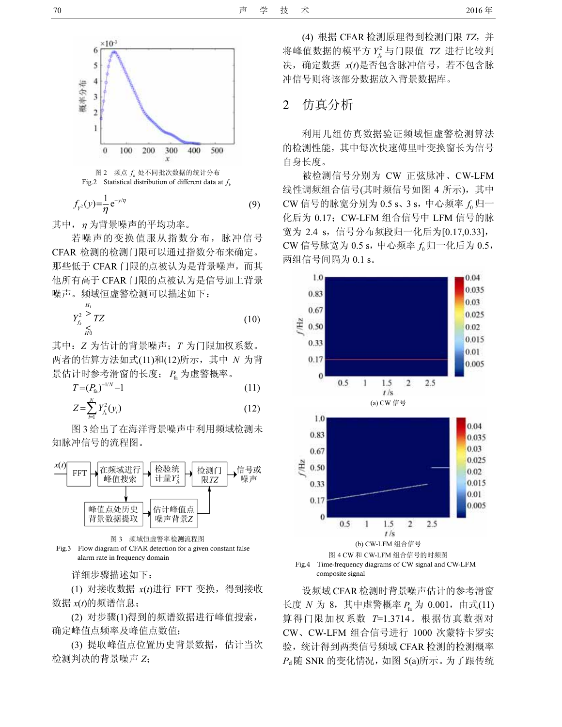图 2 频点 $f_k$ 处不同批次数据的统计分布
Fig.2 Statistical distribution of different data at $f_k$

$$f_{Y^2}(y)=\frac{1}{\eta}\mathrm{e}^{-y/\eta} \tag{9}$$

其中，$\eta$ 为背景噪声的平均功率。

若噪声的变换值服从指数分布，脉冲信号CFAR检测的检测门限可以通过指数分布来确定。那些低于CFAR门限的点被认为是背景噪声，而其他所有高于CFAR门限的点被认为是信号加上背景噪声。频域恒虚警检测可以描述如下：

$$Y_{f_k}^2 \underset{H0}{\overset{H_1}{\gtrless}} TZ \tag{10}$$

其中：$Z$ 为估计的背景噪声；$T$ 为门限加权系数。两者的估算方法如式(11)和(12)所示，其中 $N$ 为背景估计时参考滑窗的长度；$P_{\mathrm{fa}}$ 为虚警概率。

$$T=(P_{\mathrm{fa}})^{-1/N}-1 \tag{11}$$

$$Z=\sum_{i=1}^{N}Y_{f_k}^2(y_i) \tag{12}$$

图3给出了在海洋背景噪声中利用频域检测未知脉冲信号的流程图。

图 3 频域恒虚警率检测流程图
Fig.3 Flow diagram of CFAR detection for a given constant false alarm rate in frequency domain

详细步骤描述如下：

(1) 对接收数据 $x(t)$进行 FFT 变换，得到接收数据 $x(t)$的频谱信息；

(2) 对步骤(1)得到的频谱数据进行峰值搜索，确定峰值点频率及峰值点数值；

(3) 提取峰值点位置历史背景数据，估计当次检测判决的背景噪声 $Z$；

(4) 根据 CFAR 检测原理得到检测门限 $TZ$，并将峰值数据的模平方 $Y_{f_k}^2$ 与门限值 $TZ$ 进行比较判决，确定数据 $x(t)$是否包含脉冲信号，若不包含脉冲信号则将该部分数据放入背景数据库。

## 2 仿真分析

利用几组仿真数据验证频域恒虚警检测算法的检测性能，其中每次快速傅里叶变换窗长为信号自身长度。

被检测信号分别为 CW 正弦脉冲、CW-LFM 线性调频组合信号(其时频信号如图 4 所示)，其中 CW 信号的脉宽分别为 0.5 s、3 s，中心频率 $f_0$ 归一化后为 0.17；CW-LFM 组合信号中 LFM 信号的脉宽为 2.4 s，信号分布频段归一化后为[0.17,0.33]，CW 信号脉宽为 0.5 s，中心频率 $f_0$ 归一化后为 0.5，两组信号间隔为 0.1 s。

(a) CW 信号

(b) CW-LFM 组合信号

图 4 CW 和 CW-LFM 组合信号的时频图
Fig.4 Time-frequency diagrams of CW signal and CW-LFM composite signal

设频域 CFAR 检测时背景噪声估计的参考滑窗长度 $N$ 为 8，其中虚警概率 $P_{\mathrm{fa}}$ 为 0.001，由式(11)算得门限加权系数 $T$=1.3714。根据仿真数据对CW、CW-LFM 组合信号进行 1000 次蒙特卡罗实验，统计得到两类信号频域 CFAR 检测的检测概率 $P_{\mathrm{d}}$ 随 SNR 的变化情况，如图 5(a)所示。为了跟传统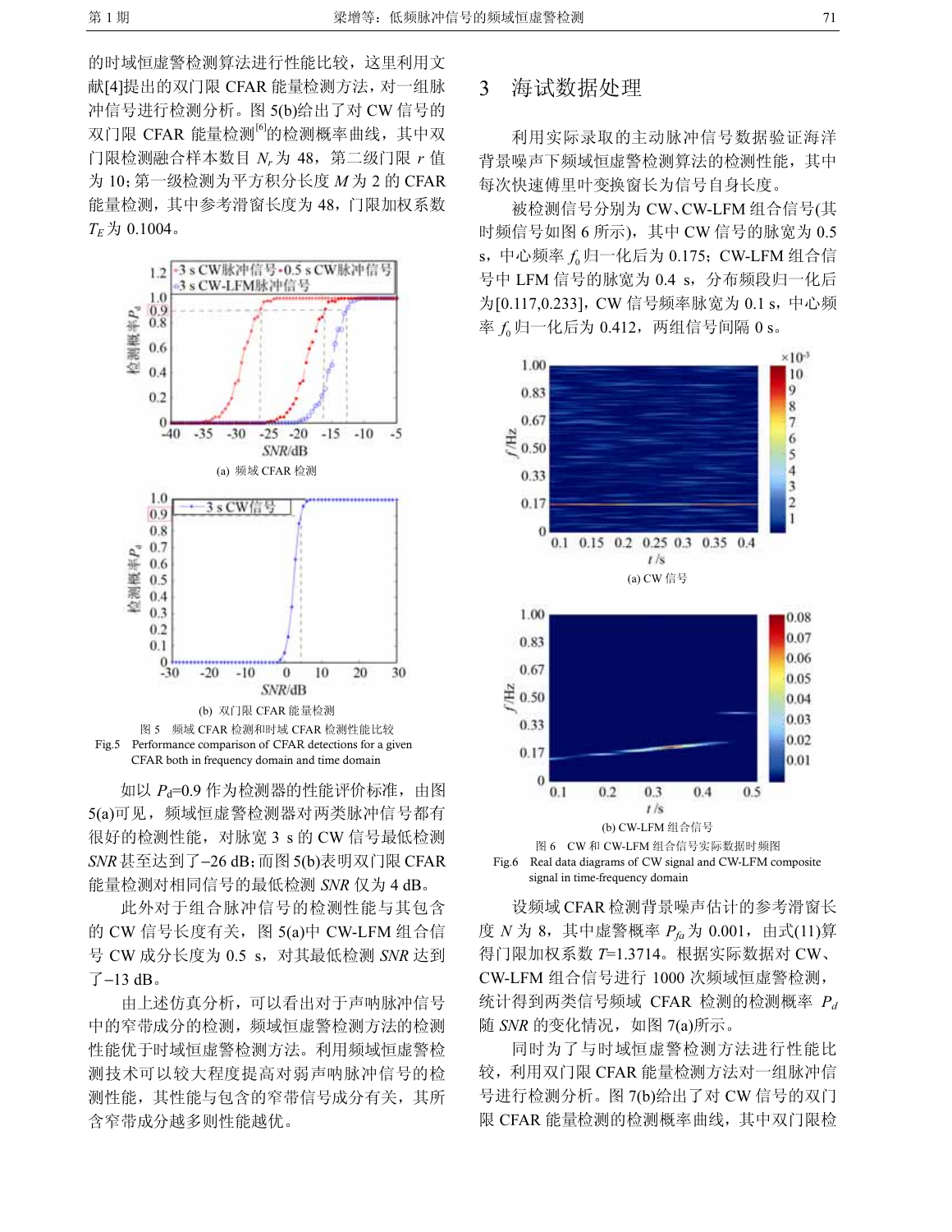的时域恒虚警检测算法进行性能比较，这里利用文献[4]提出的双门限 CFAR 能量检测方法，对一组脉冲信号进行检测分析。图 5(b)给出了对 CW 信号的双门限 CFAR 能量检测[6]的检测概率曲线，其中双门限检测融合样本数目 $N_r$ 为 48，第二级门限 $r$ 值为 10；第一级检测为平方积分长度 $M$ 为 2 的 CFAR 能量检测，其中参考滑窗长度为 48，门限加权系数 $T_E$ 为 0.1004。

(a) 频域 CFAR 检测

(b) 双门限 CFAR 能量检测

图 5 频域 CFAR 检测和时域 CFAR 检测性能比较

Fig.5 Performance comparison of CFAR detections for a given CFAR both in frequency domain and time domain

如以 $P_d$=0.9 作为检测器的性能评价标准，由图 5(a)可见，频域恒虚警检测器对两类脉冲信号都有很好的检测性能，对脉宽 3 s 的 CW 信号最低检测 $SNR$ 甚至达到了−26 dB；而图 5(b)表明双门限 CFAR 能量检测对相同信号的最低检测 $SNR$ 仅为 4 dB。

此外对于组合脉冲信号的检测性能与其包含的 CW 信号长度有关，图 5(a)中 CW-LFM 组合信号 CW 成分长度为 0.5 s，对其最低检测 $SNR$ 达到了−13 dB。

由上述仿真分析，可以看出对于声呐脉冲信号中的窄带成分的检测，频域恒虚警检测方法的检测性能优于时域恒虚警检测方法。利用频域恒虚警检测技术可以较大程度提高对弱声呐脉冲信号的检测性能，其性能与包含的窄带信号成分有关，其所含窄带成分越多则性能越优。

## 3 海试数据处理

利用实际录取的主动脉冲信号数据验证海洋背景噪声下频域恒虚警检测算法的检测性能，其中每次快速傅里叶变换窗长为信号自身长度。

被检测信号分别为 CW、CW-LFM 组合信号(其时频信号如图 6 所示)，其中 CW 信号的脉宽为 0.5 s，中心频率 $f_0$ 归一化后为 0.175；CW-LFM 组合信号中 LFM 信号的脉宽为 0.4 s，分布频段归一化后为[0.117,0.233]，CW 信号频率脉宽为 0.1 s，中心频率 $f_0$ 归一化后为 0.412，两组信号间隔 0 s。

(a) CW 信号

(b) CW-LFM 组合信号

图 6 CW 和 CW-LFM 组合信号实际数据时频图

Fig.6 Real data diagrams of CW signal and CW-LFM composite signal in time-frequency domain

设频域 CFAR 检测背景噪声估计的参考滑窗长度 $N$ 为 8，其中虚警概率 $P_{fa}$ 为 0.001，由式(11)算得门限加权系数 $T$=1.3714。根据实际数据对 CW、CW-LFM 组合信号进行 1000 次频域恒虚警检测，统计得到两类信号频域 CFAR 检测的检测概率 $P_d$ 随 $SNR$ 的变化情况，如图 7(a)所示。

同时为了与时域恒虚警检测方法进行性能比较，利用双门限 CFAR 能量检测方法对一组脉冲信号进行检测分析。图 7(b)给出了对 CW 信号的双门限 CFAR 能量检测的检测概率曲线，其中双门限检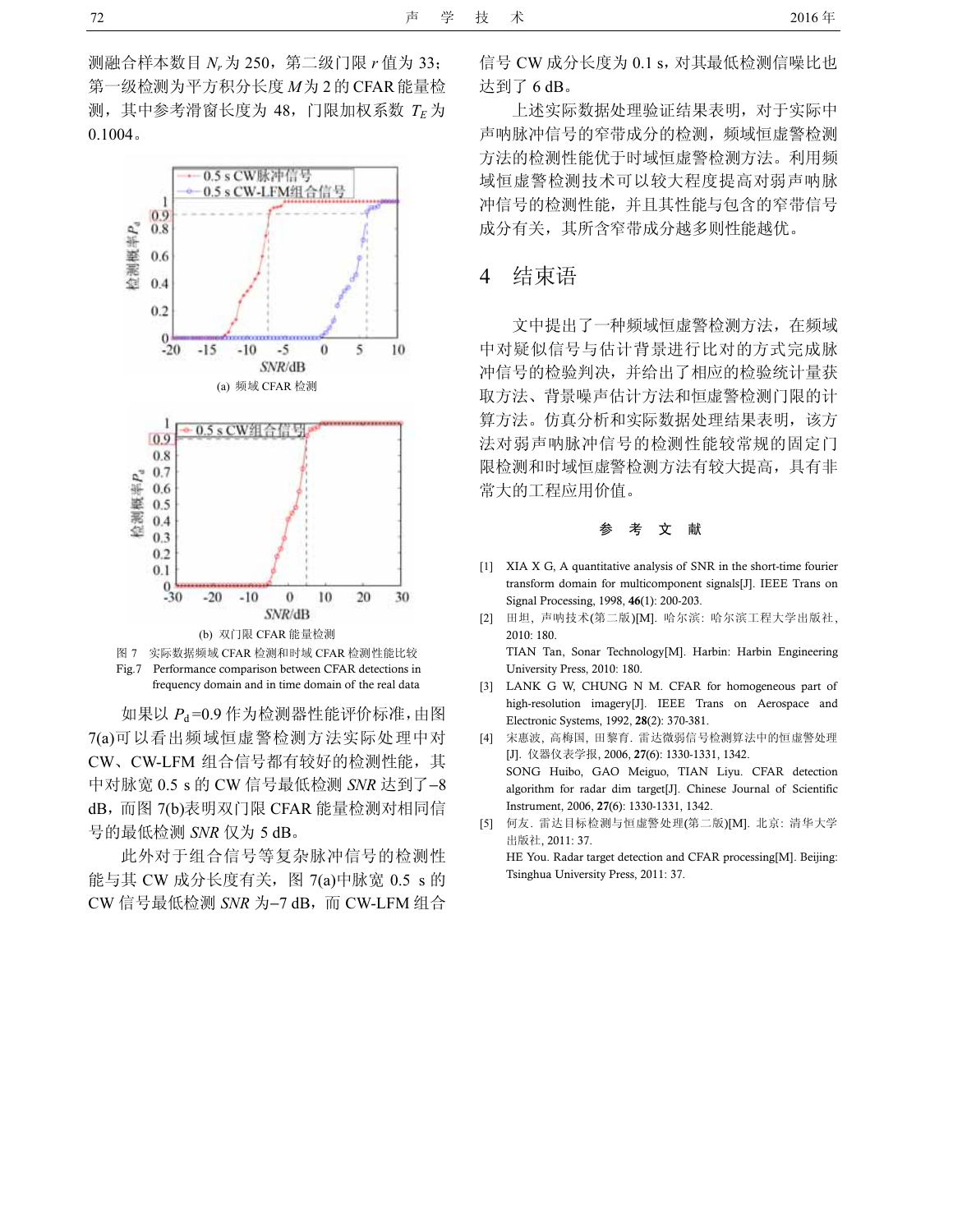测融合样本数目 $N_r$ 为 250，第二级门限 $r$ 值为 33；第一级检测为平方积分长度 $M$ 为 2 的 CFAR 能量检测，其中参考滑窗长度为 48，门限加权系数 $T_E$ 为 0.1004。

0.5 s CW脉冲信号
0.5 s CW-LFM组合信号
检测概率$P_d$
$SNR$/dB

(a) 频域 CFAR 检测

0.5 s CW组合信号
检测概率$P_d$
$SNR$/dB

(b) 双门限 CFAR 能量检测

图 7 实际数据频域 CFAR 检测和时域 CFAR 检测性能比较

Fig.7 Performance comparison between CFAR detections in frequency domain and in time domain of the real data

如果以 $P_d$=0.9 作为检测器性能评价标准，由图 7(a)可以看出频域恒虚警检测方法实际处理中对 CW、CW-LFM 组合信号都有较好的检测性能，其中对脉宽 0.5 s 的 CW 信号最低检测 $SNR$ 达到了−8 dB，而图 7(b)表明双门限 CFAR 能量检测对相同信号的最低检测 $SNR$ 仅为 5 dB。

此外对于组合信号等复杂脉冲信号的检测性能与其 CW 成分长度有关，图 7(a)中脉宽 0.5 s 的 CW 信号最低检测 $SNR$ 为−7 dB，而 CW-LFM 组合信号 CW 成分长度为 0.1 s，对其最低检测信噪比也达到了 6 dB。

上述实际数据处理验证结果表明，对于实际中声呐脉冲信号的窄带成分的检测，频域恒虚警检测方法的检测性能优于时域恒虚警检测方法。利用频域恒虚警检测技术可以较大程度提高对弱声呐脉冲信号的检测性能，并且其性能与包含的窄带信号成分有关，其所含窄带成分越多则性能越优。

## 4 结束语

文中提出了一种频域恒虚警检测方法，在频域中对疑似信号与估计背景进行比对的方式完成脉冲信号的检验判决，并给出了相应的检验统计量获取方法、背景噪声估计方法和恒虚警检测门限的计算方法。仿真分析和实际数据处理结果表明，该方法对弱声呐脉冲信号的检测性能较常规的固定门限检测和时域恒虚警检测方法有较大提高，具有非常大的工程应用价值。

### 参 考 文 献

[1] XIA X G, A quantitative analysis of SNR in the short-time fourier transform domain for multicomponent signals[J]. IEEE Trans on Signal Processing, 1998, **46**(1): 200-203.

[2] 田坦，声呐技术(第二版)[M]. 哈尔滨：哈尔滨工程大学出版社，2010: 180.
TIAN Tan, Sonar Technology[M]. Harbin: Harbin Engineering University Press, 2010: 180.

[3] LANK G W, CHUNG N M. CFAR for homogeneous part of high-resolution imagery[J]. IEEE Trans on Aerospace and Electronic Systems, 1992, **28**(2): 370-381.

[4] 宋惠波，高梅国，田黎育. 雷达微弱信号检测算法中的恒虚警处理[J]. 仪器仪表学报，2006, **27**(6): 1330-1331, 1342.
SONG Huibo, GAO Meiguo, TIAN Liyu. CFAR detection algorithm for radar dim target[J]. Chinese Journal of Scientific Instrument, 2006, **27**(6): 1330-1331, 1342.

[5] 何友. 雷达目标检测与恒虚警处理(第二版)[M]. 北京：清华大学出版社，2011: 37.
HE You. Radar target detection and CFAR processing[M]. Beijing: Tsinghua University Press, 2011: 37.